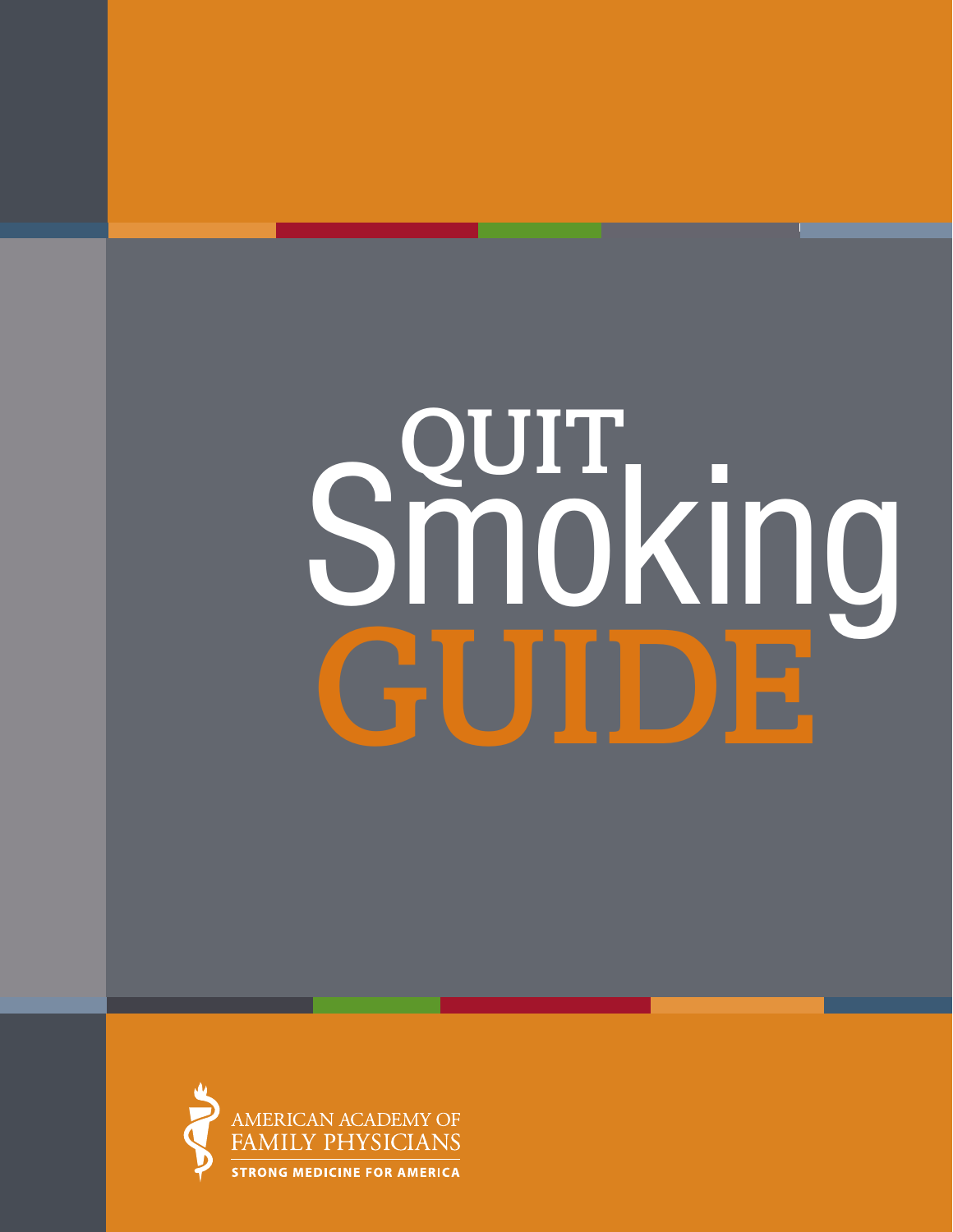# QUIT Smoking GUIDE

AMERICAN ACADEMY OF FAMILY PHYSICIANS

STRONG MEDICINE FOR AMERICA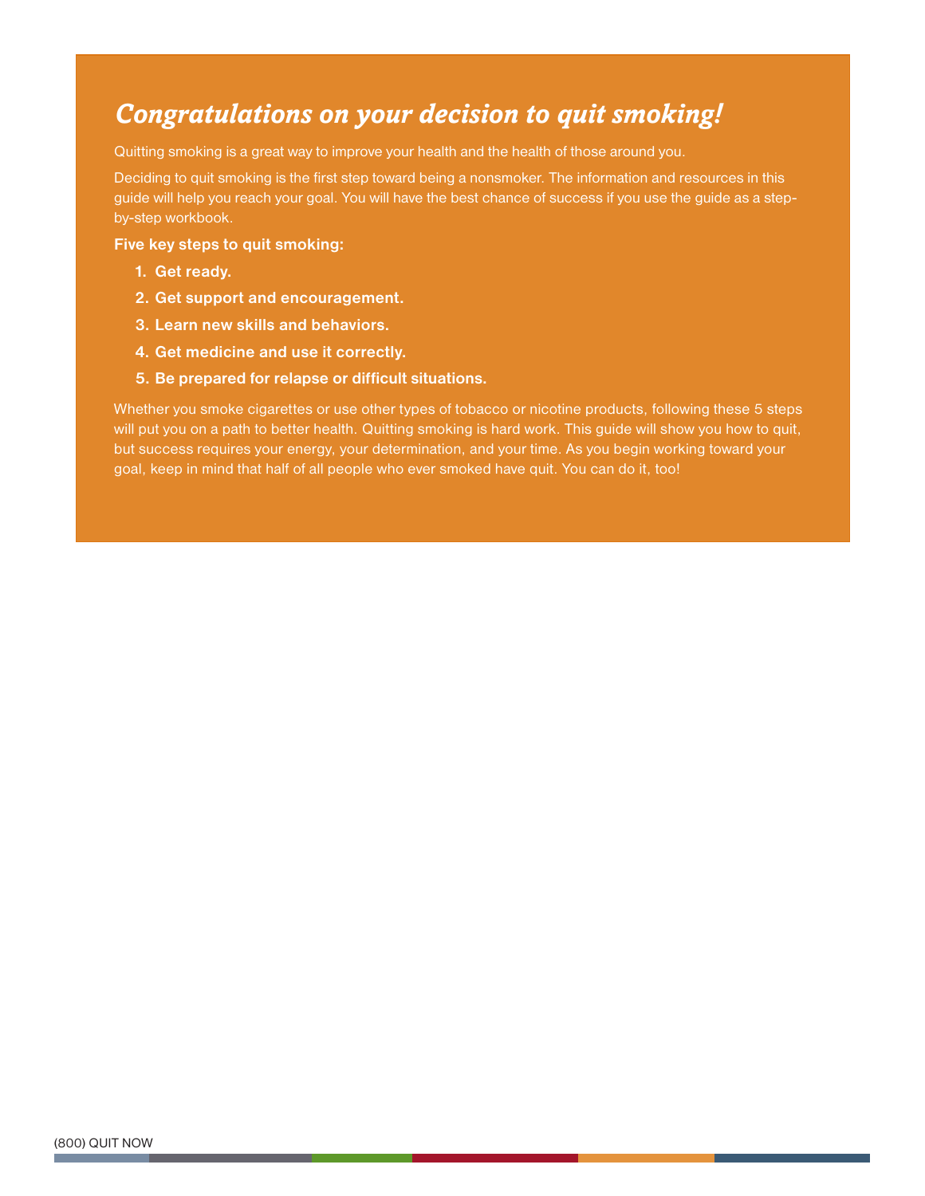# *Congratulations on your decision to quit smoking!*

Quitting smoking is a great way to improve your health and the health of those around you.

Deciding to quit smoking is the first step toward being a nonsmoker. The information and resources in this guide will help you reach your goal. You will have the best chance of success if you use the guide as a step-by-step workbook.

**Five key steps to quit smoking:**

1. **Get ready.**
2. **Get support and encouragement.**
3. **Learn new skills and behaviors.**
4. **Get medicine and use it correctly.**
5. **Be prepared for relapse or difficult situations.**

Whether you smoke cigarettes or use other types of tobacco or nicotine products, following these 5 steps will put you on a path to better health. Quitting smoking is hard work. This guide will show you how to quit, but success requires your energy, your determination, and your time. As you begin working toward your goal, keep in mind that half of all people who ever smoked have quit. You can do it, too!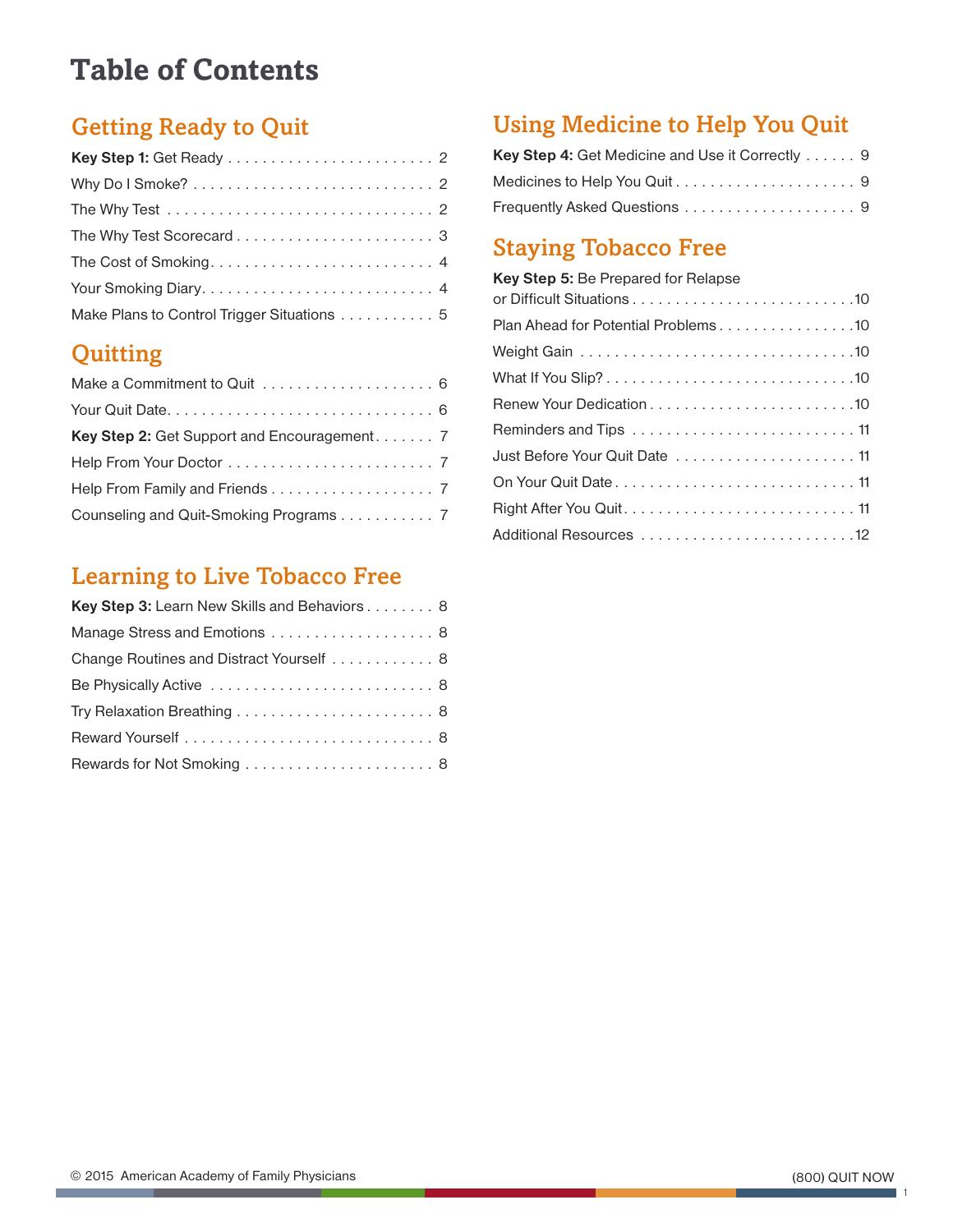# Table of Contents

## Getting Ready to Quit

**Key Step 1:** Get Ready . . . . . . . . . . . . . . . . . . . . . . . . 2

Why Do I Smoke? . . . . . . . . . . . . . . . . . . . . . . . . . . . . 2

The Why Test . . . . . . . . . . . . . . . . . . . . . . . . . . . . . . . 2

The Why Test Scorecard . . . . . . . . . . . . . . . . . . . . . . . 3

The Cost of Smoking. . . . . . . . . . . . . . . . . . . . . . . . . . 4

Your Smoking Diary. . . . . . . . . . . . . . . . . . . . . . . . . . . 4

Make Plans to Control Trigger Situations . . . . . . . . . . . 5

## Quitting

Make a Commitment to Quit . . . . . . . . . . . . . . . . . . . . 6

Your Quit Date. . . . . . . . . . . . . . . . . . . . . . . . . . . . . . 6

**Key Step 2:** Get Support and Encouragement. . . . . . . 7

Help From Your Doctor . . . . . . . . . . . . . . . . . . . . . . . . 7

Help From Family and Friends . . . . . . . . . . . . . . . . . . . 7

Counseling and Quit-Smoking Programs . . . . . . . . . . . 7

## Learning to Live Tobacco Free

**Key Step 3:** Learn New Skills and Behaviors . . . . . . . . 8

Manage Stress and Emotions . . . . . . . . . . . . . . . . . . . 8

Change Routines and Distract Yourself . . . . . . . . . . . . 8

Be Physically Active . . . . . . . . . . . . . . . . . . . . . . . . . . 8

Try Relaxation Breathing . . . . . . . . . . . . . . . . . . . . . . . 8

Reward Yourself . . . . . . . . . . . . . . . . . . . . . . . . . . . . . 8

Rewards for Not Smoking . . . . . . . . . . . . . . . . . . . . . . 8

## Using Medicine to Help You Quit

**Key Step 4:** Get Medicine and Use it Correctly . . . . . . 9

Medicines to Help You Quit . . . . . . . . . . . . . . . . . . . . . 9

Frequently Asked Questions . . . . . . . . . . . . . . . . . . . . 9

## Staying Tobacco Free

**Key Step 5:** Be Prepared for Relapse or Difficult Situations . . . . . . . . . . . . . . . . . . . . . . . . . .10

Plan Ahead for Potential Problems . . . . . . . . . . . . . . . .10

Weight Gain . . . . . . . . . . . . . . . . . . . . . . . . . . . . . . . .10

What If You Slip? . . . . . . . . . . . . . . . . . . . . . . . . . . . .10

Renew Your Dedication . . . . . . . . . . . . . . . . . . . . . . . .10

Reminders and Tips . . . . . . . . . . . . . . . . . . . . . . . . . . 11

Just Before Your Quit Date . . . . . . . . . . . . . . . . . . . . . 11

On Your Quit Date . . . . . . . . . . . . . . . . . . . . . . . . . . . 11

Right After You Quit. . . . . . . . . . . . . . . . . . . . . . . . . . 11

Additional Resources . . . . . . . . . . . . . . . . . . . . . . . . .12

© 2015 American Academy of Family Physicians

(800) QUIT NOW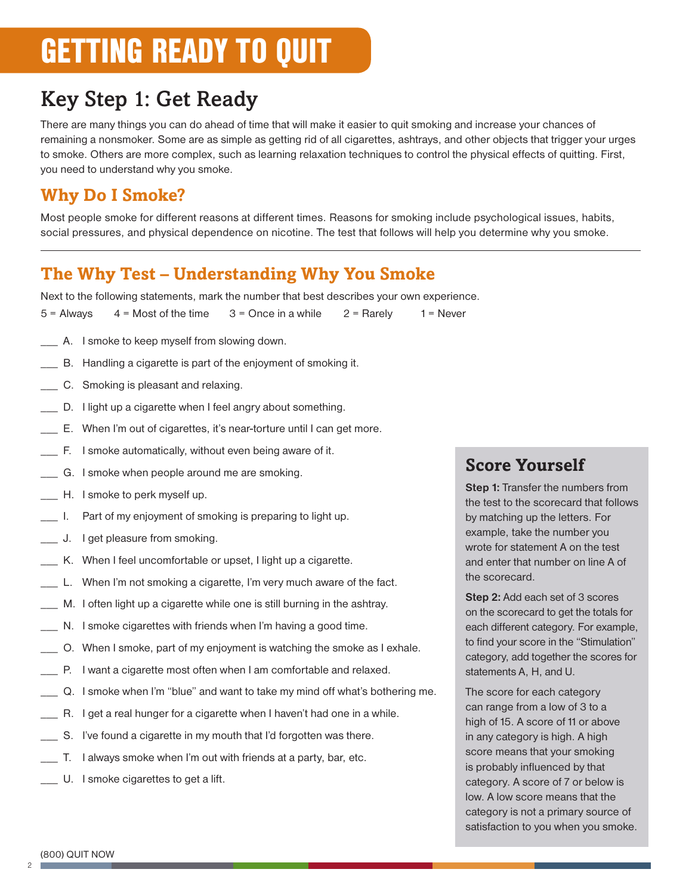# GETTING READY TO QUIT

## Key Step 1: Get Ready

There are many things you can do ahead of time that will make it easier to quit smoking and increase your chances of remaining a nonsmoker. Some are as simple as getting rid of all cigarettes, ashtrays, and other objects that trigger your urges to smoke. Others are more complex, such as learning relaxation techniques to control the physical effects of quitting. First, you need to understand why you smoke.

### Why Do I Smoke?

Most people smoke for different reasons at different times. Reasons for smoking include psychological issues, habits, social pressures, and physical dependence on nicotine. The test that follows will help you determine why you smoke.

---

### The Why Test – Understanding Why You Smoke

Next to the following statements, mark the number that best describes your own experience.

5 = Always 4 = Most of the time 3 = Once in a while 2 = Rarely 1 = Never

___ A. I smoke to keep myself from slowing down.

___ B. Handling a cigarette is part of the enjoyment of smoking it.

___ C. Smoking is pleasant and relaxing.

___ D. I light up a cigarette when I feel angry about something.

___ E. When I'm out of cigarettes, it's near-torture until I can get more.

___ F. I smoke automatically, without even being aware of it.

___ G. I smoke when people around me are smoking.

___ H. I smoke to perk myself up.

___ I. Part of my enjoyment of smoking is preparing to light up.

___ J. I get pleasure from smoking.

___ K. When I feel uncomfortable or upset, I light up a cigarette.

___ L. When I'm not smoking a cigarette, I'm very much aware of the fact.

___ M. I often light up a cigarette while one is still burning in the ashtray.

___ N. I smoke cigarettes with friends when I'm having a good time.

___ O. When I smoke, part of my enjoyment is watching the smoke as I exhale.

___ P. I want a cigarette most often when I am comfortable and relaxed.

___ Q. I smoke when I'm "blue" and want to take my mind off what's bothering me.

___ R. I get a real hunger for a cigarette when I haven't had one in a while.

___ S. I've found a cigarette in my mouth that I'd forgotten was there.

___ T. I always smoke when I'm out with friends at a party, bar, etc.

___ U. I smoke cigarettes to get a lift.

### Score Yourself

**Step 1:** Transfer the numbers from the test to the scorecard that follows by matching up the letters. For example, take the number you wrote for statement A on the test and enter that number on line A of the scorecard.

**Step 2:** Add each set of 3 scores on the scorecard to get the totals for each different category. For example, to find your score in the "Stimulation" category, add together the scores for statements A, H, and U.

The score for each category can range from a low of 3 to a high of 15. A score of 11 or above in any category is high. A high score means that your smoking is probably influenced by that category. A score of 7 or below is low. A low score means that the category is not a primary source of satisfaction to you when you smoke.

(800) QUIT NOW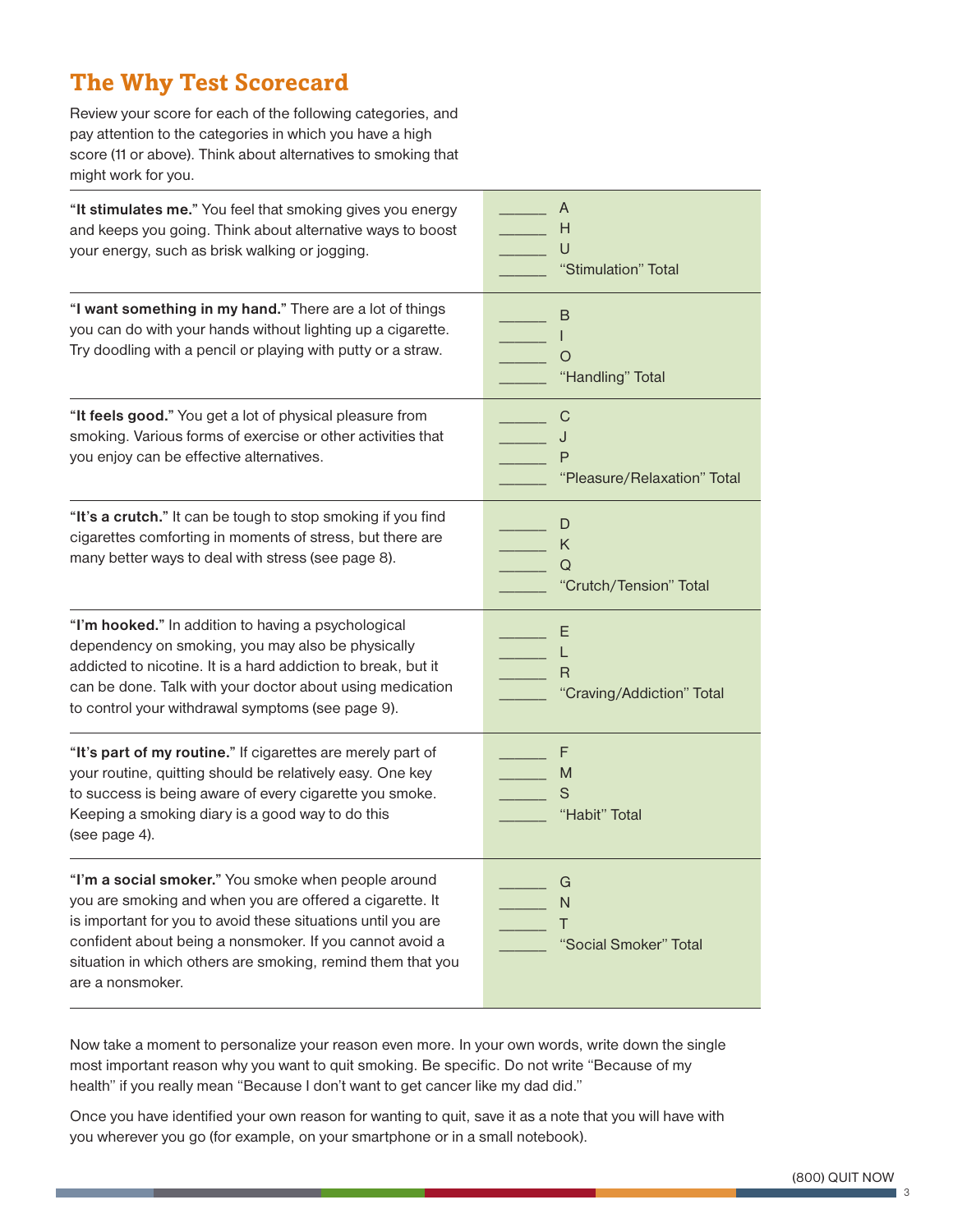## The Why Test Scorecard

Review your score for each of the following categories, and pay attention to the categories in which you have a high score (11 or above). Think about alternatives to smoking that might work for you.

| | |
|---|---|
| **"It stimulates me."** You feel that smoking gives you energy and keeps you going. Think about alternative ways to boost your energy, such as brisk walking or jogging. | ______ A<br>______ H<br>______ U<br>______ "Stimulation" Total |
| **"I want something in my hand."** There are a lot of things you can do with your hands without lighting up a cigarette. Try doodling with a pencil or playing with putty or a straw. | ______ B<br>______ I<br>______ O<br>______ "Handling" Total |
| **"It feels good."** You get a lot of physical pleasure from smoking. Various forms of exercise or other activities that you enjoy can be effective alternatives. | ______ C<br>______ J<br>______ P<br>______ "Pleasure/Relaxation" Total |
| **"It's a crutch."** It can be tough to stop smoking if you find cigarettes comforting in moments of stress, but there are many better ways to deal with stress (see page 8). | ______ D<br>______ K<br>______ Q<br>______ "Crutch/Tension" Total |
| **"I'm hooked."** In addition to having a psychological dependency on smoking, you may also be physically addicted to nicotine. It is a hard addiction to break, but it can be done. Talk with your doctor about using medication to control your withdrawal symptoms (see page 9). | ______ E<br>______ L<br>______ R<br>______ "Craving/Addiction" Total |
| **"It's part of my routine."** If cigarettes are merely part of your routine, quitting should be relatively easy. One key to success is being aware of every cigarette you smoke. Keeping a smoking diary is a good way to do this (see page 4). | ______ F<br>______ M<br>______ S<br>______ "Habit" Total |
| **"I'm a social smoker."** You smoke when people around you are smoking and when you are offered a cigarette. It is important for you to avoid these situations until you are confident about being a nonsmoker. If you cannot avoid a situation in which others are smoking, remind them that you are a nonsmoker. | ______ G<br>______ N<br>______ T<br>______ "Social Smoker" Total |

Now take a moment to personalize your reason even more. In your own words, write down the single most important reason why you want to quit smoking. Be specific. Do not write "Because of my health" if you really mean "Because I don't want to get cancer like my dad did."

Once you have identified your own reason for wanting to quit, save it as a note that you will have with you wherever you go (for example, on your smartphone or in a small notebook).

(800) QUIT NOW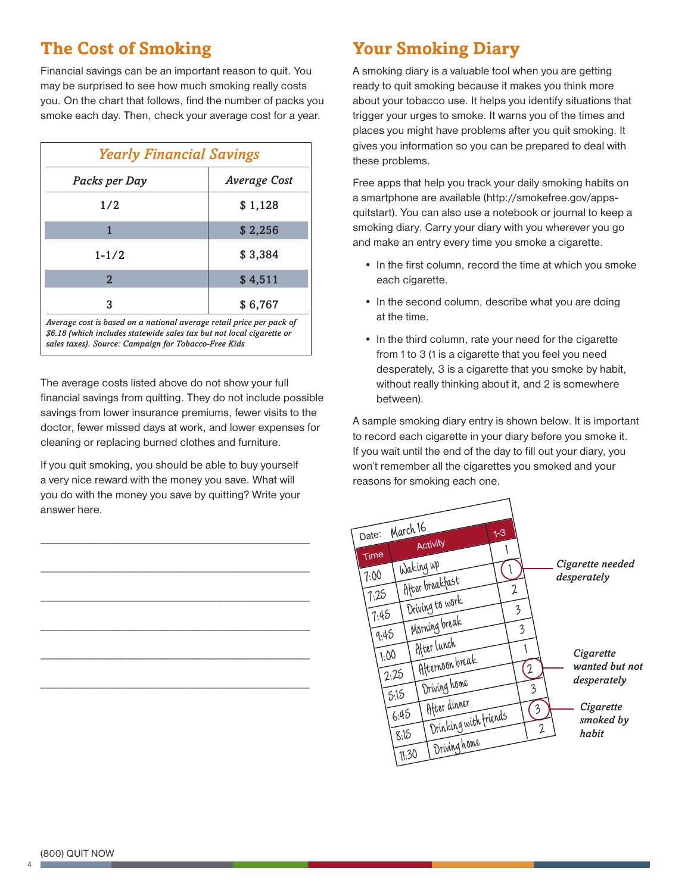## The Cost of Smoking

Financial savings can be an important reason to quit. You may be surprised to see how much smoking really costs you. On the chart that follows, find the number of packs you smoke each day. Then, check your average cost for a year.

| *Yearly Financial Savings* | |
|---|---|
| *Packs per Day* | *Average Cost* |
| 1/2 | $ 1,128 |
| 1 | $ 2,256 |
| 1-1/2 | $ 3,384 |
| 2 | $ 4,511 |
| 3 | $ 6,767 |

*Average cost is based on a national average retail price per pack of $6.18 (which includes statewide sales tax but not local cigarette or sales taxes). Source: Campaign for Tobacco-Free Kids*

The average costs listed above do not show your full financial savings from quitting. They do not include possible savings from lower insurance premiums, fewer visits to the doctor, fewer missed days at work, and lower expenses for cleaning or replacing burned clothes and furniture.

If you quit smoking, you should be able to buy yourself a very nice reward with the money you save. What will you do with the money you save by quitting? Write your answer here.

_______________________________________________

_______________________________________________

_______________________________________________

_______________________________________________

_______________________________________________

_______________________________________________

## Your Smoking Diary

A smoking diary is a valuable tool when you are getting ready to quit smoking because it makes you think more about your tobacco use. It helps you identify situations that trigger your urges to smoke. It warns you of the times and places you might have problems after you quit smoking. It gives you information so you can be prepared to deal with these problems.

Free apps that help you track your daily smoking habits on a smartphone are available (http://smokefree.gov/apps-quitstart). You can also use a notebook or journal to keep a smoking diary. Carry your diary with you wherever you go and make an entry every time you smoke a cigarette.

- In the first column, record the time at which you smoke each cigarette.
- In the second column, describe what you are doing at the time.
- In the third column, rate your need for the cigarette from 1 to 3 (1 is a cigarette that you feel you need desperately, 3 is a cigarette that you smoke by habit, without really thinking about it, and 2 is somewhere between).

A sample smoking diary entry is shown below. It is important to record each cigarette in your diary before you smoke it. If you wait until the end of the day to fill out your diary, you won't remember all the cigarettes you smoked and your reasons for smoking each one.

Date: March 16

| Time | Activity | 1-3 |
|---|---|---|
| 7:00 | Waking up | 1 |
| 7:25 | After breakfast | 1 |
| 7:45 | Driving to work | 2 |
| 9:45 | Morning break | 3 |
| 1:00 | After lunch | 3 |
| 2:25 | Afternoon break | 1 |
| 5:15 | Driving home | 2 |
| 6:45 | After dinner | 3 |
| 8:15 | Drinking with friends | 3 |
| 11:30 | Driving home | 2 |

*Cigarette needed desperately*

*Cigarette wanted but not desperately*

*Cigarette smoked by habit*

(800) QUIT NOW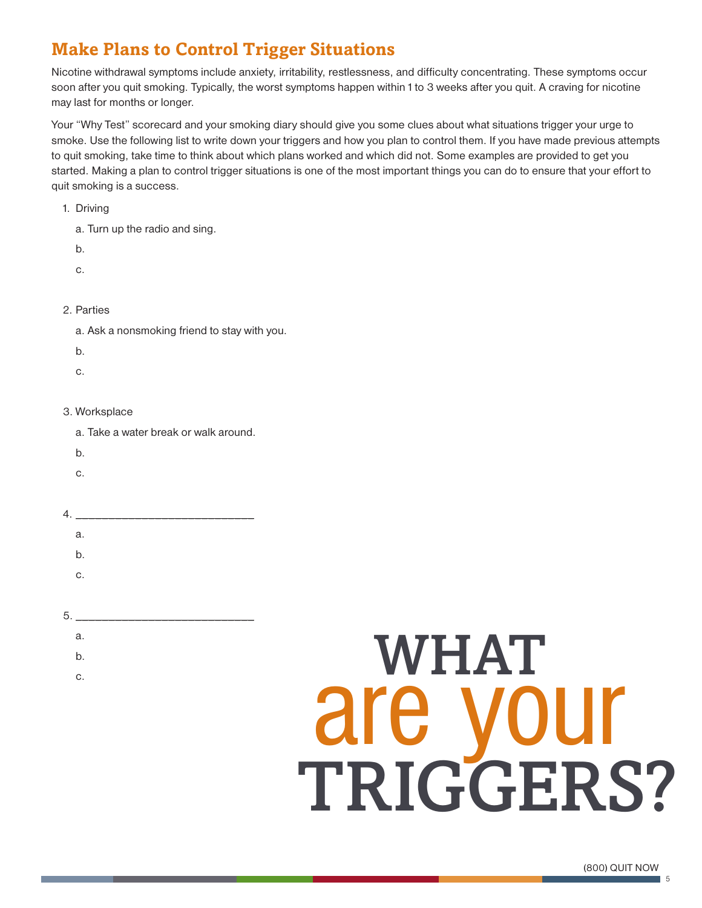## Make Plans to Control Trigger Situations

Nicotine withdrawal symptoms include anxiety, irritability, restlessness, and difficulty concentrating. These symptoms occur soon after you quit smoking. Typically, the worst symptoms happen within 1 to 3 weeks after you quit. A craving for nicotine may last for months or longer.

Your "Why Test" scorecard and your smoking diary should give you some clues about what situations trigger your urge to smoke. Use the following list to write down your triggers and how you plan to control them. If you have made previous attempts to quit smoking, take time to think about which plans worked and which did not. Some examples are provided to get you started. Making a plan to control trigger situations is one of the most important things you can do to ensure that your effort to quit smoking is a success.

1. Driving
   - a. Turn up the radio and sing.
   - b.
   - c.

2. Parties
   - a. Ask a nonsmoking friend to stay with you.
   - b.
   - c.

3. Worksplace
   - a. Take a water break or walk around.
   - b.
   - c.

4. ____________________________
   - a.
   - b.
   - c.

5. ____________________________
   - a.
   - b.
   - c.

WHAT are your TRIGGERS?

(800) QUIT NOW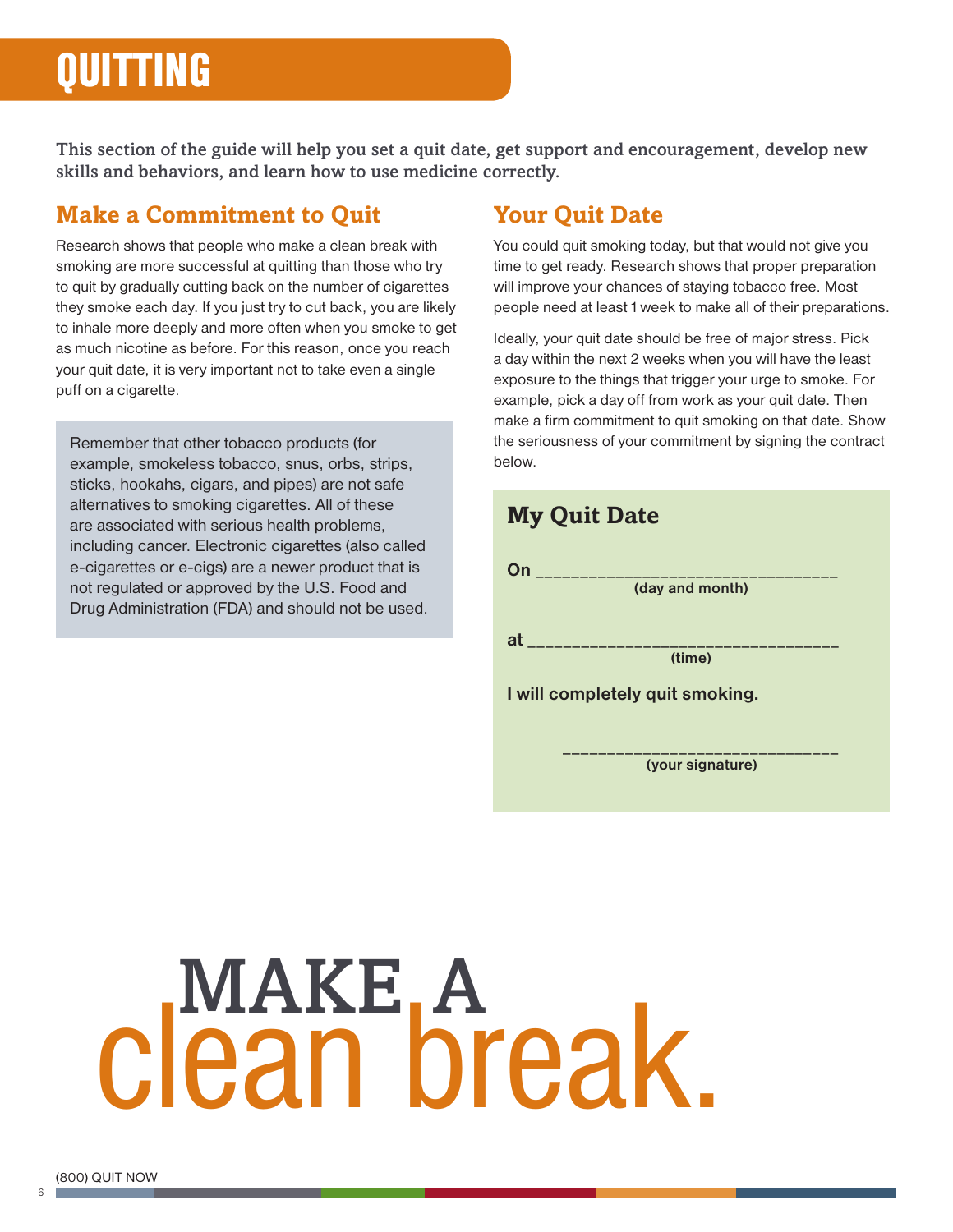# QUITTING

**This section of the guide will help you set a quit date, get support and encouragement, develop new skills and behaviors, and learn how to use medicine correctly.**

## Make a Commitment to Quit

Research shows that people who make a clean break with smoking are more successful at quitting than those who try to quit by gradually cutting back on the number of cigarettes they smoke each day. If you just try to cut back, you are likely to inhale more deeply and more often when you smoke to get as much nicotine as before. For this reason, once you reach your quit date, it is very important not to take even a single puff on a cigarette.

> Remember that other tobacco products (for example, smokeless tobacco, snus, orbs, strips, sticks, hookahs, cigars, and pipes) are not safe alternatives to smoking cigarettes. All of these are associated with serious health problems, including cancer. Electronic cigarettes (also called e-cigarettes or e-cigs) are a newer product that is not regulated or approved by the U.S. Food and Drug Administration (FDA) and should not be used.

## Your Quit Date

You could quit smoking today, but that would not give you time to get ready. Research shows that proper preparation will improve your chances of staying tobacco free. Most people need at least 1 week to make all of their preparations.

Ideally, your quit date should be free of major stress. Pick a day within the next 2 weeks when you will have the least exposure to the things that trigger your urge to smoke. For example, pick a day off from work as your quit date. Then make a firm commitment to quit smoking on that date. Show the seriousness of your commitment by signing the contract below.

### My Quit Date

**On** ________________________________
**(day and month)**

**at** ________________________________
**(time)**

**I will completely quit smoking.**

________________________________
**(your signature)**

MAKE A
clean break.

(800) QUIT NOW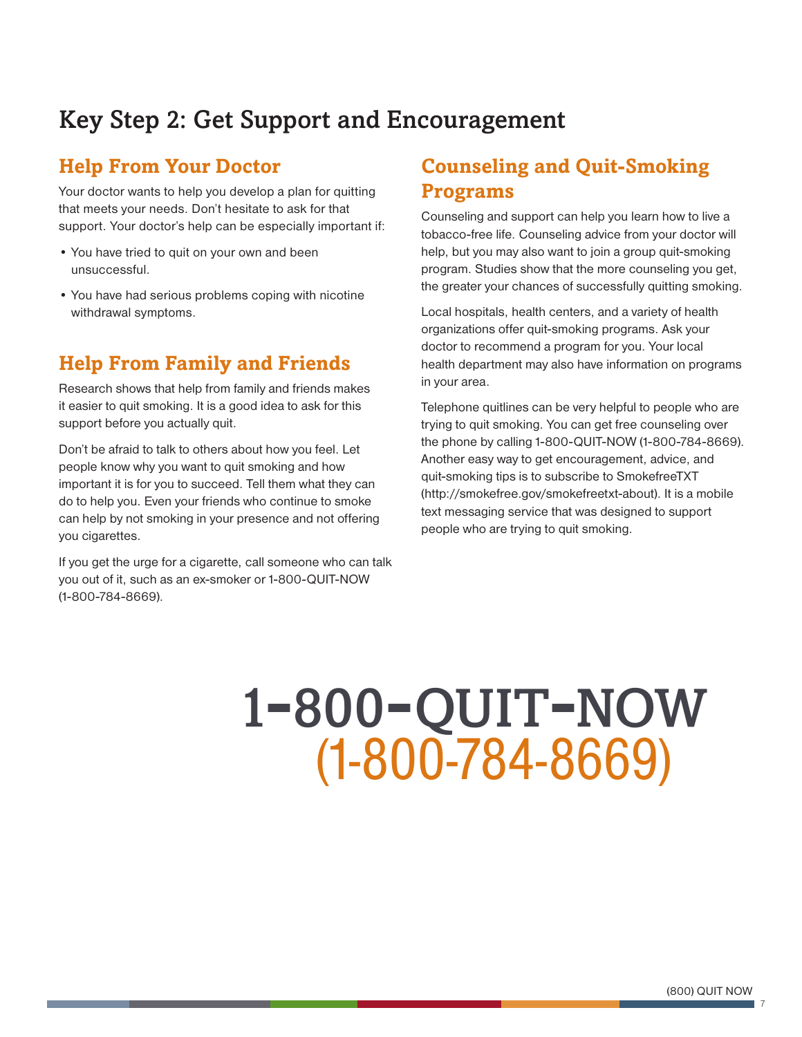# Key Step 2: Get Support and Encouragement

## Help From Your Doctor

Your doctor wants to help you develop a plan for quitting that meets your needs. Don't hesitate to ask for that support. Your doctor's help can be especially important if:

- You have tried to quit on your own and been unsuccessful.
- You have had serious problems coping with nicotine withdrawal symptoms.

## Help From Family and Friends

Research shows that help from family and friends makes it easier to quit smoking. It is a good idea to ask for this support before you actually quit.

Don't be afraid to talk to others about how you feel. Let people know why you want to quit smoking and how important it is for you to succeed. Tell them what they can do to help you. Even your friends who continue to smoke can help by not smoking in your presence and not offering you cigarettes.

If you get the urge for a cigarette, call someone who can talk you out of it, such as an ex-smoker or 1-800-QUIT-NOW (1-800-784-8669).

## Counseling and Quit-Smoking Programs

Counseling and support can help you learn how to live a tobacco-free life. Counseling advice from your doctor will help, but you may also want to join a group quit-smoking program. Studies show that the more counseling you get, the greater your chances of successfully quitting smoking.

Local hospitals, health centers, and a variety of health organizations offer quit-smoking programs. Ask your doctor to recommend a program for you. Your local health department may also have information on programs in your area.

Telephone quitlines can be very helpful to people who are trying to quit smoking. You can get free counseling over the phone by calling 1-800-QUIT-NOW (1-800-784-8669). Another easy way to get encouragement, advice, and quit-smoking tips is to subscribe to SmokefreeTXT (http://smokefree.gov/smokefreetxt-about). It is a mobile text messaging service that was designed to support people who are trying to quit smoking.

**1-800-QUIT-NOW**
**(1-800-784-8669)**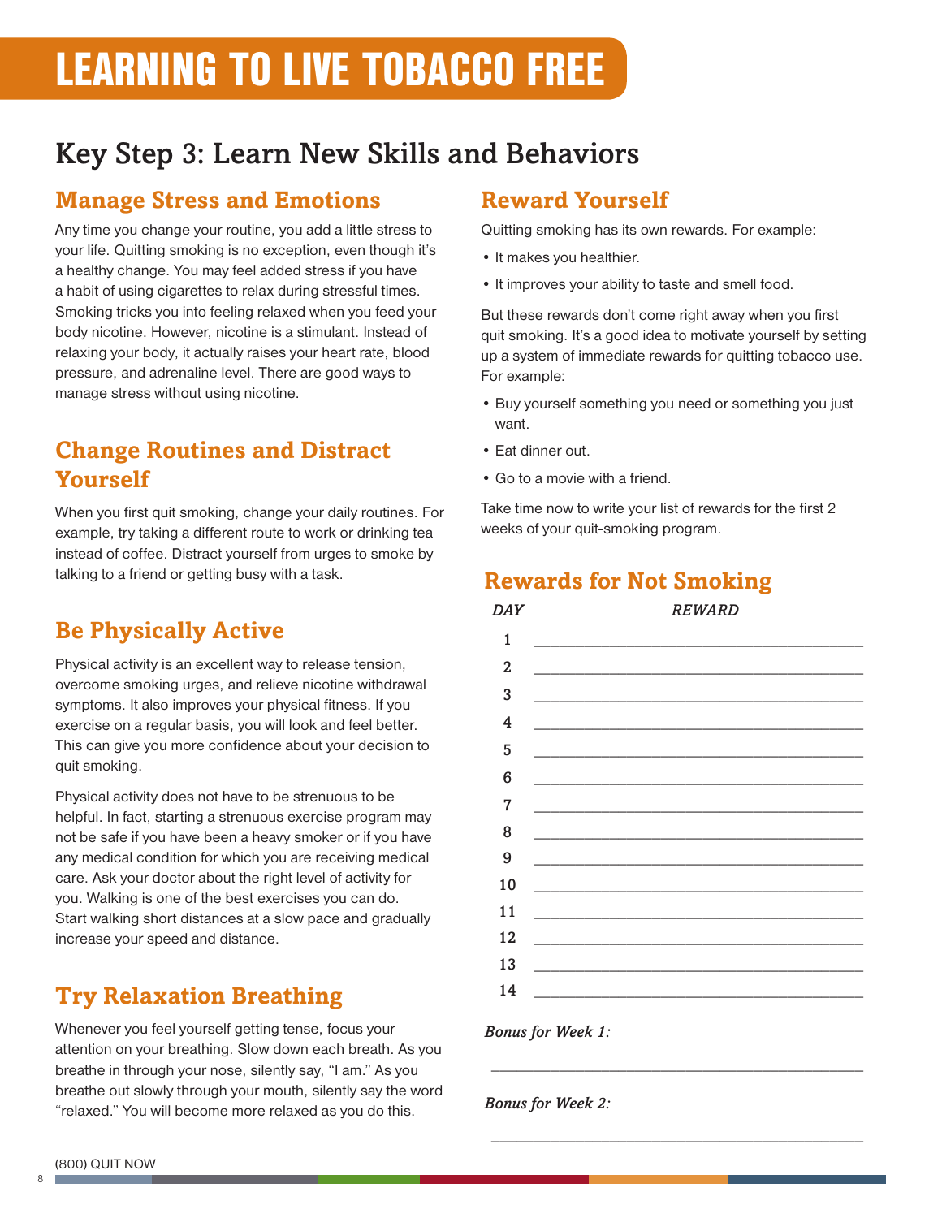# LEARNING TO LIVE TOBACCO FREE

## Key Step 3: Learn New Skills and Behaviors

### Manage Stress and Emotions

Any time you change your routine, you add a little stress to your life. Quitting smoking is no exception, even though it's a healthy change. You may feel added stress if you have a habit of using cigarettes to relax during stressful times. Smoking tricks you into feeling relaxed when you feed your body nicotine. However, nicotine is a stimulant. Instead of relaxing your body, it actually raises your heart rate, blood pressure, and adrenaline level. There are good ways to manage stress without using nicotine.

### Change Routines and Distract Yourself

When you first quit smoking, change your daily routines. For example, try taking a different route to work or drinking tea instead of coffee. Distract yourself from urges to smoke by talking to a friend or getting busy with a task.

### Be Physically Active

Physical activity is an excellent way to release tension, overcome smoking urges, and relieve nicotine withdrawal symptoms. It also improves your physical fitness. If you exercise on a regular basis, you will look and feel better. This can give you more confidence about your decision to quit smoking.

Physical activity does not have to be strenuous to be helpful. In fact, starting a strenuous exercise program may not be safe if you have been a heavy smoker or if you have any medical condition for which you are receiving medical care. Ask your doctor about the right level of activity for you. Walking is one of the best exercises you can do. Start walking short distances at a slow pace and gradually increase your speed and distance.

### Try Relaxation Breathing

Whenever you feel yourself getting tense, focus your attention on your breathing. Slow down each breath. As you breathe in through your nose, silently say, "I am." As you breathe out slowly through your mouth, silently say the word "relaxed." You will become more relaxed as you do this.

### Reward Yourself

Quitting smoking has its own rewards. For example:

- It makes you healthier.
- It improves your ability to taste and smell food.

But these rewards don't come right away when you first quit smoking. It's a good idea to motivate yourself by setting up a system of immediate rewards for quitting tobacco use. For example:

- Buy yourself something you need or something you just want.
- Eat dinner out.
- Go to a movie with a friend.

Take time now to write your list of rewards for the first 2 weeks of your quit-smoking program.

### Rewards for Not Smoking

| *DAY* | *REWARD* |
|---|---|
| 1 | ______________________________ |
| 2 | ______________________________ |
| 3 | ______________________________ |
| 4 | ______________________________ |
| 5 | ______________________________ |
| 6 | ______________________________ |
| 7 | ______________________________ |
| 8 | ______________________________ |
| 9 | ______________________________ |
| 10 | ______________________________ |
| 11 | ______________________________ |
| 12 | ______________________________ |
| 13 | ______________________________ |
| 14 | ______________________________ |

***Bonus for Week 1:***

______________________________

***Bonus for Week 2:***

______________________________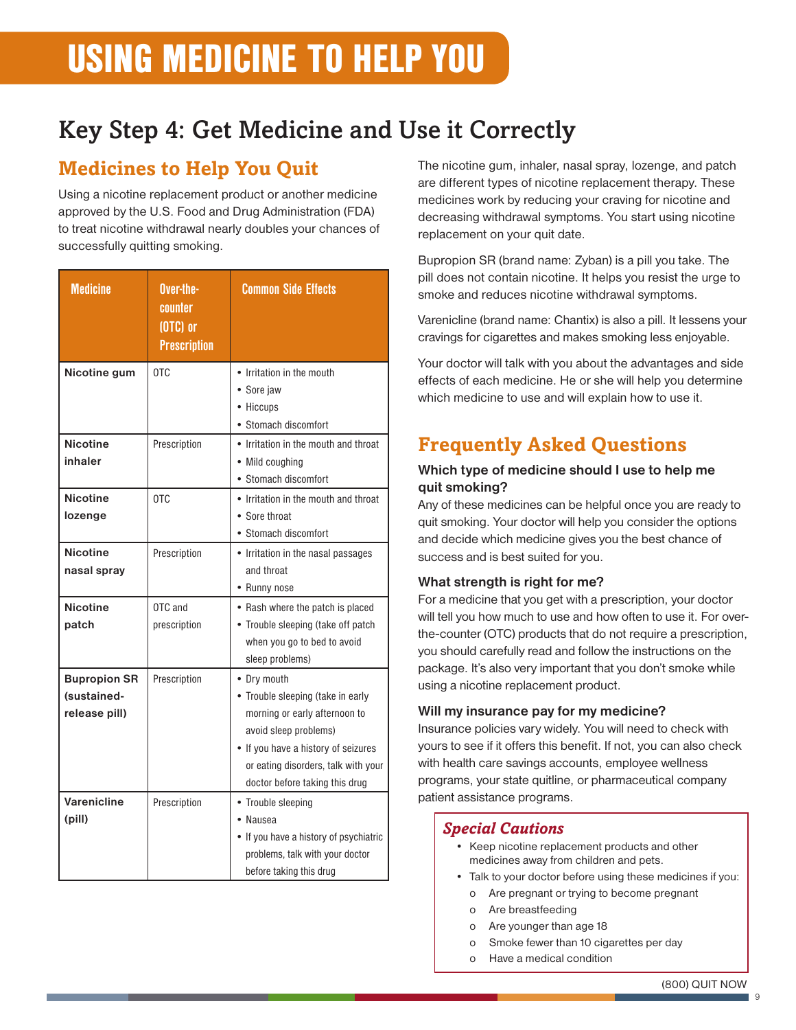# USING MEDICINE TO HELP YOU

## Key Step 4: Get Medicine and Use it Correctly

### Medicines to Help You Quit

Using a nicotine replacement product or another medicine approved by the U.S. Food and Drug Administration (FDA) to treat nicotine withdrawal nearly doubles your chances of successfully quitting smoking.

| Medicine | Over-the-counter (OTC) or Prescription | Common Side Effects |
|---|---|---|
| **Nicotine gum** | OTC | • Irritation in the mouth<br>• Sore jaw<br>• Hiccups<br>• Stomach discomfort |
| **Nicotine inhaler** | Prescription | • Irritation in the mouth and throat<br>• Mild coughing<br>• Stomach discomfort |
| **Nicotine lozenge** | OTC | • Irritation in the mouth and throat<br>• Sore throat<br>• Stomach discomfort |
| **Nicotine nasal spray** | Prescription | • Irritation in the nasal passages and throat<br>• Runny nose |
| **Nicotine patch** | OTC and prescription | • Rash where the patch is placed<br>• Trouble sleeping (take off patch when you go to bed to avoid sleep problems) |
| **Bupropion SR (sustained-release pill)** | Prescription | • Dry mouth<br>• Trouble sleeping (take in early morning or early afternoon to avoid sleep problems)<br>• If you have a history of seizures or eating disorders, talk with your doctor before taking this drug |
| **Varenicline (pill)** | Prescription | • Trouble sleeping<br>• Nausea<br>• If you have a history of psychiatric problems, talk with your doctor before taking this drug |

The nicotine gum, inhaler, nasal spray, lozenge, and patch are different types of nicotine replacement therapy. These medicines work by reducing your craving for nicotine and decreasing withdrawal symptoms. You start using nicotine replacement on your quit date.

Bupropion SR (brand name: Zyban) is a pill you take. The pill does not contain nicotine. It helps you resist the urge to smoke and reduces nicotine withdrawal symptoms.

Varenicline (brand name: Chantix) is also a pill. It lessens your cravings for cigarettes and makes smoking less enjoyable.

Your doctor will talk with you about the advantages and side effects of each medicine. He or she will help you determine which medicine to use and will explain how to use it.

### Frequently Asked Questions

**Which type of medicine should I use to help me quit smoking?**

Any of these medicines can be helpful once you are ready to quit smoking. Your doctor will help you consider the options and decide which medicine gives you the best chance of success and is best suited for you.

**What strength is right for me?**

For a medicine that you get with a prescription, your doctor will tell you how much to use and how often to use it. For over-the-counter (OTC) products that do not require a prescription, you should carefully read and follow the instructions on the package. It's also very important that you don't smoke while using a nicotine replacement product.

**Will my insurance pay for my medicine?**

Insurance policies vary widely. You will need to check with yours to see if it offers this benefit. If not, you can also check with health care savings accounts, employee wellness programs, your state quitline, or pharmaceutical company patient assistance programs.

#### *Special Cautions*

- Keep nicotine replacement products and other medicines away from children and pets.
- Talk to your doctor before using these medicines if you:
  - Are pregnant or trying to become pregnant
  - Are breastfeeding
  - Are younger than age 18
  - Smoke fewer than 10 cigarettes per day
  - Have a medical condition

(800) QUIT NOW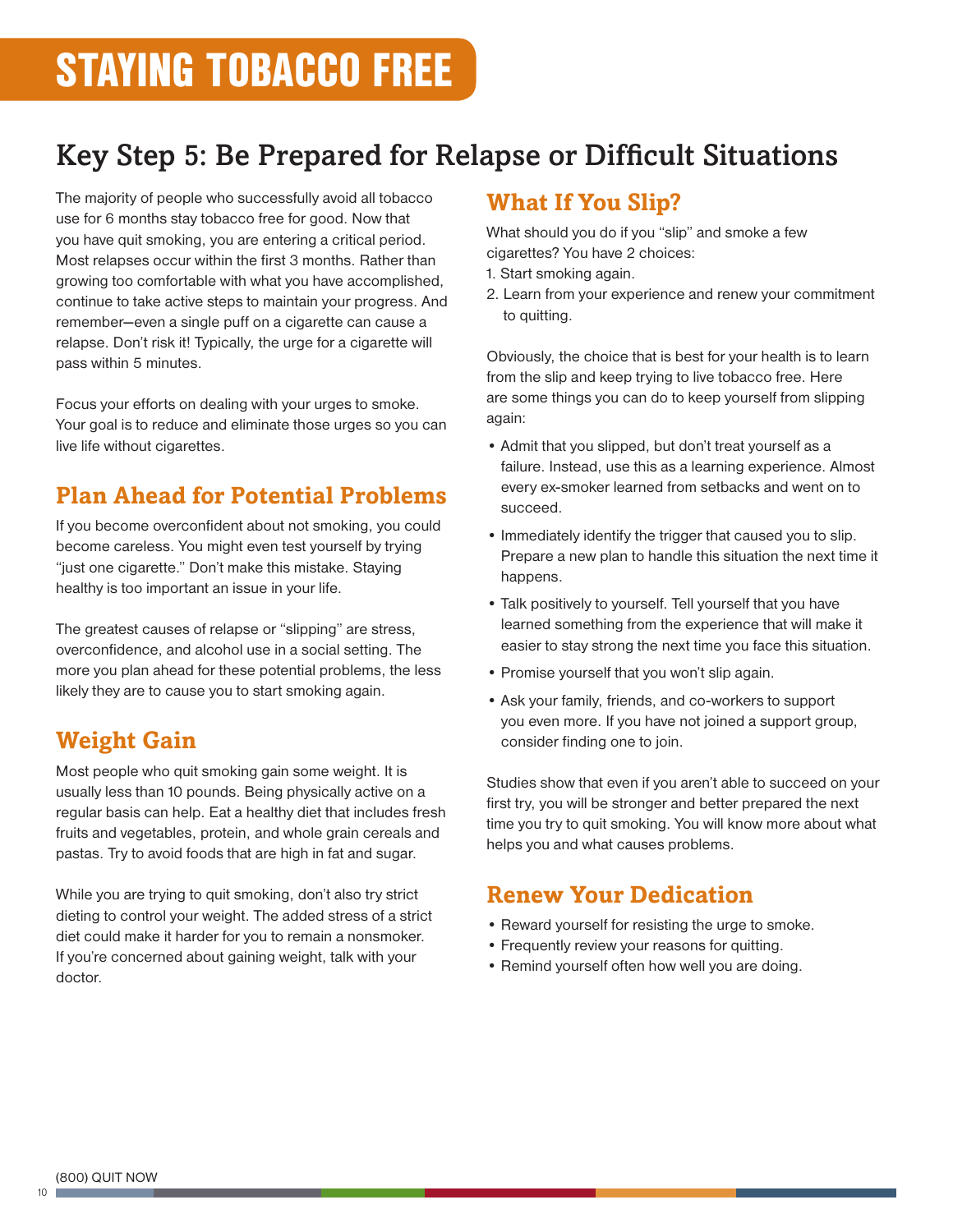# STAYING TOBACCO FREE

## Key Step 5: Be Prepared for Relapse or Difficult Situations

The majority of people who successfully avoid all tobacco use for 6 months stay tobacco free for good. Now that you have quit smoking, you are entering a critical period. Most relapses occur within the first 3 months. Rather than growing too comfortable with what you have accomplished, continue to take active steps to maintain your progress. And remember—even a single puff on a cigarette can cause a relapse. Don't risk it! Typically, the urge for a cigarette will pass within 5 minutes.

Focus your efforts on dealing with your urges to smoke. Your goal is to reduce and eliminate those urges so you can live life without cigarettes.

### Plan Ahead for Potential Problems

If you become overconfident about not smoking, you could become careless. You might even test yourself by trying "just one cigarette." Don't make this mistake. Staying healthy is too important an issue in your life.

The greatest causes of relapse or "slipping" are stress, overconfidence, and alcohol use in a social setting. The more you plan ahead for these potential problems, the less likely they are to cause you to start smoking again.

### Weight Gain

Most people who quit smoking gain some weight. It is usually less than 10 pounds. Being physically active on a regular basis can help. Eat a healthy diet that includes fresh fruits and vegetables, protein, and whole grain cereals and pastas. Try to avoid foods that are high in fat and sugar.

While you are trying to quit smoking, don't also try strict dieting to control your weight. The added stress of a strict diet could make it harder for you to remain a nonsmoker. If you're concerned about gaining weight, talk with your doctor.

### What If You Slip?

What should you do if you "slip" and smoke a few cigarettes? You have 2 choices:

1. Start smoking again.
2. Learn from your experience and renew your commitment to quitting.

Obviously, the choice that is best for your health is to learn from the slip and keep trying to live tobacco free. Here are some things you can do to keep yourself from slipping again:

- Admit that you slipped, but don't treat yourself as a failure. Instead, use this as a learning experience. Almost every ex-smoker learned from setbacks and went on to succeed.
- Immediately identify the trigger that caused you to slip. Prepare a new plan to handle this situation the next time it happens.
- Talk positively to yourself. Tell yourself that you have learned something from the experience that will make it easier to stay strong the next time you face this situation.
- Promise yourself that you won't slip again.
- Ask your family, friends, and co-workers to support you even more. If you have not joined a support group, consider finding one to join.

Studies show that even if you aren't able to succeed on your first try, you will be stronger and better prepared the next time you try to quit smoking. You will know more about what helps you and what causes problems.

### Renew Your Dedication

- Reward yourself for resisting the urge to smoke.
- Frequently review your reasons for quitting.
- Remind yourself often how well you are doing.

(800) QUIT NOW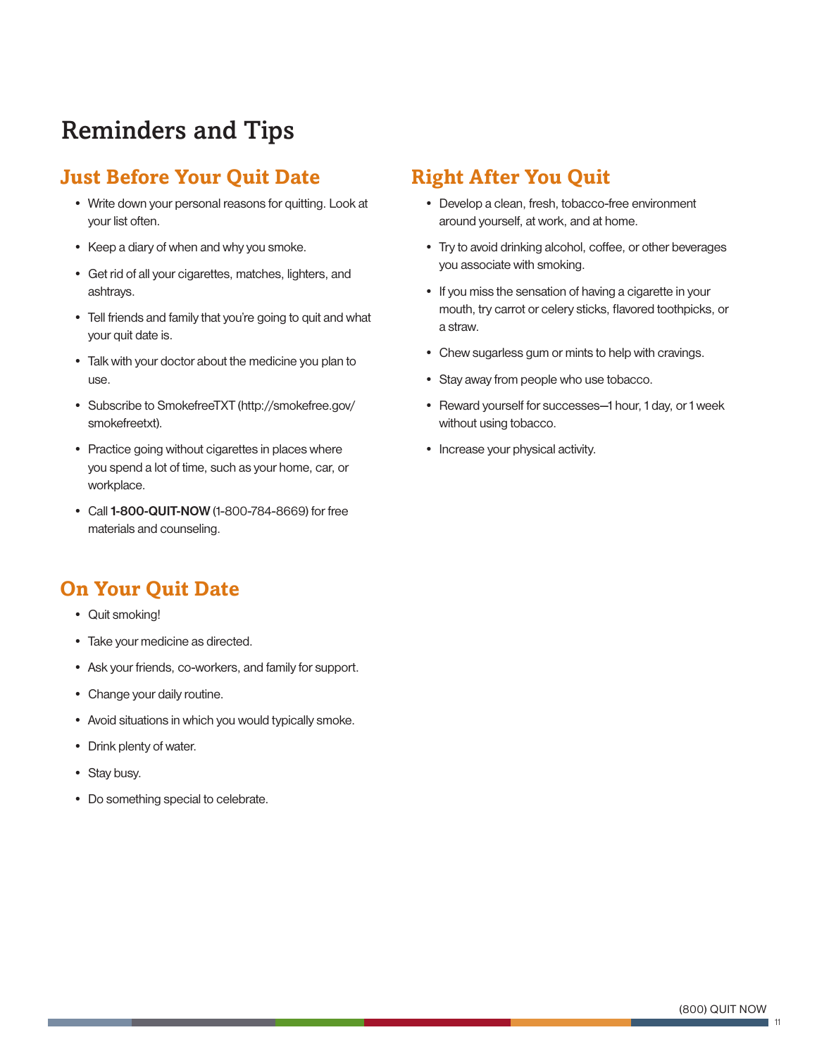# Reminders and Tips

## Just Before Your Quit Date

- Write down your personal reasons for quitting. Look at your list often.
- Keep a diary of when and why you smoke.
- Get rid of all your cigarettes, matches, lighters, and ashtrays.
- Tell friends and family that you're going to quit and what your quit date is.
- Talk with your doctor about the medicine you plan to use.
- Subscribe to SmokefreeTXT (http://smokefree.gov/smokefreetxt).
- Practice going without cigarettes in places where you spend a lot of time, such as your home, car, or workplace.
- Call **1-800-QUIT-NOW** (1-800-784-8669) for free materials and counseling.

## On Your Quit Date

- Quit smoking!
- Take your medicine as directed.
- Ask your friends, co-workers, and family for support.
- Change your daily routine.
- Avoid situations in which you would typically smoke.
- Drink plenty of water.
- Stay busy.
- Do something special to celebrate.

## Right After You Quit

- Develop a clean, fresh, tobacco-free environment around yourself, at work, and at home.
- Try to avoid drinking alcohol, coffee, or other beverages you associate with smoking.
- If you miss the sensation of having a cigarette in your mouth, try carrot or celery sticks, flavored toothpicks, or a straw.
- Chew sugarless gum or mints to help with cravings.
- Stay away from people who use tobacco.
- Reward yourself for successes—1 hour, 1 day, or 1 week without using tobacco.
- Increase your physical activity.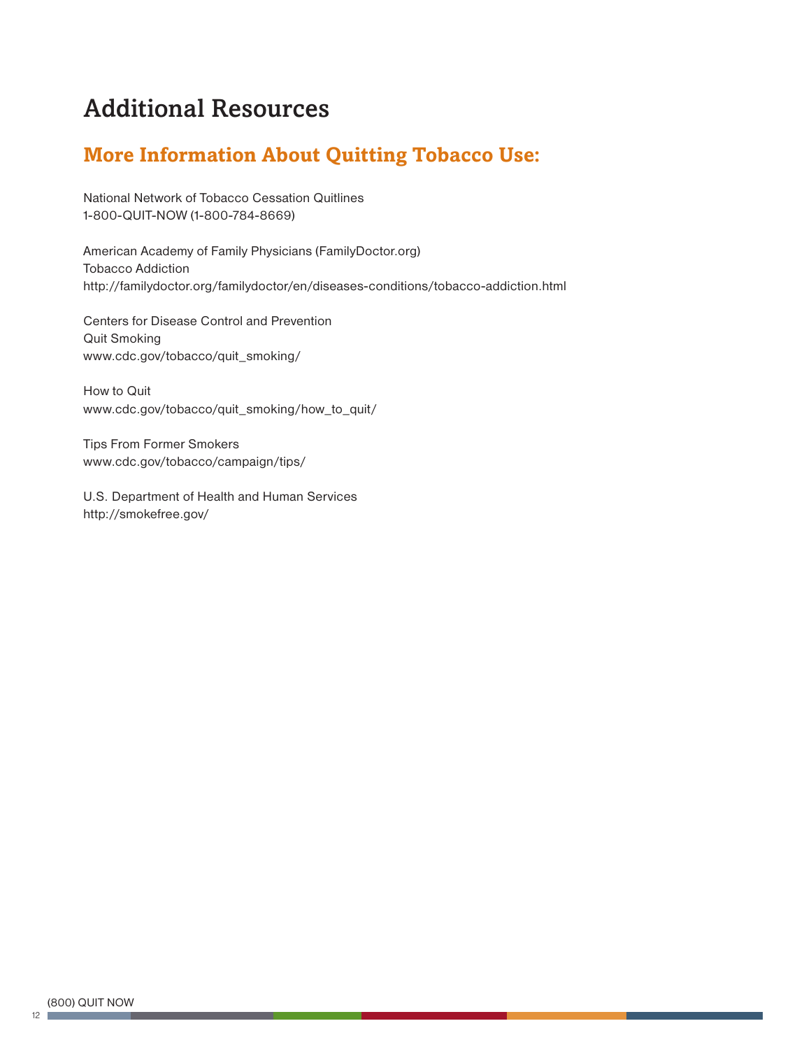# Additional Resources

## More Information About Quitting Tobacco Use:

National Network of Tobacco Cessation Quitlines
1-800-QUIT-NOW (1-800-784-8669)

American Academy of Family Physicians (FamilyDoctor.org)
Tobacco Addiction
http://familydoctor.org/familydoctor/en/diseases-conditions/tobacco-addiction.html

Centers for Disease Control and Prevention
Quit Smoking
www.cdc.gov/tobacco/quit_smoking/

How to Quit
www.cdc.gov/tobacco/quit_smoking/how_to_quit/

Tips From Former Smokers
www.cdc.gov/tobacco/campaign/tips/

U.S. Department of Health and Human Services
http://smokefree.gov/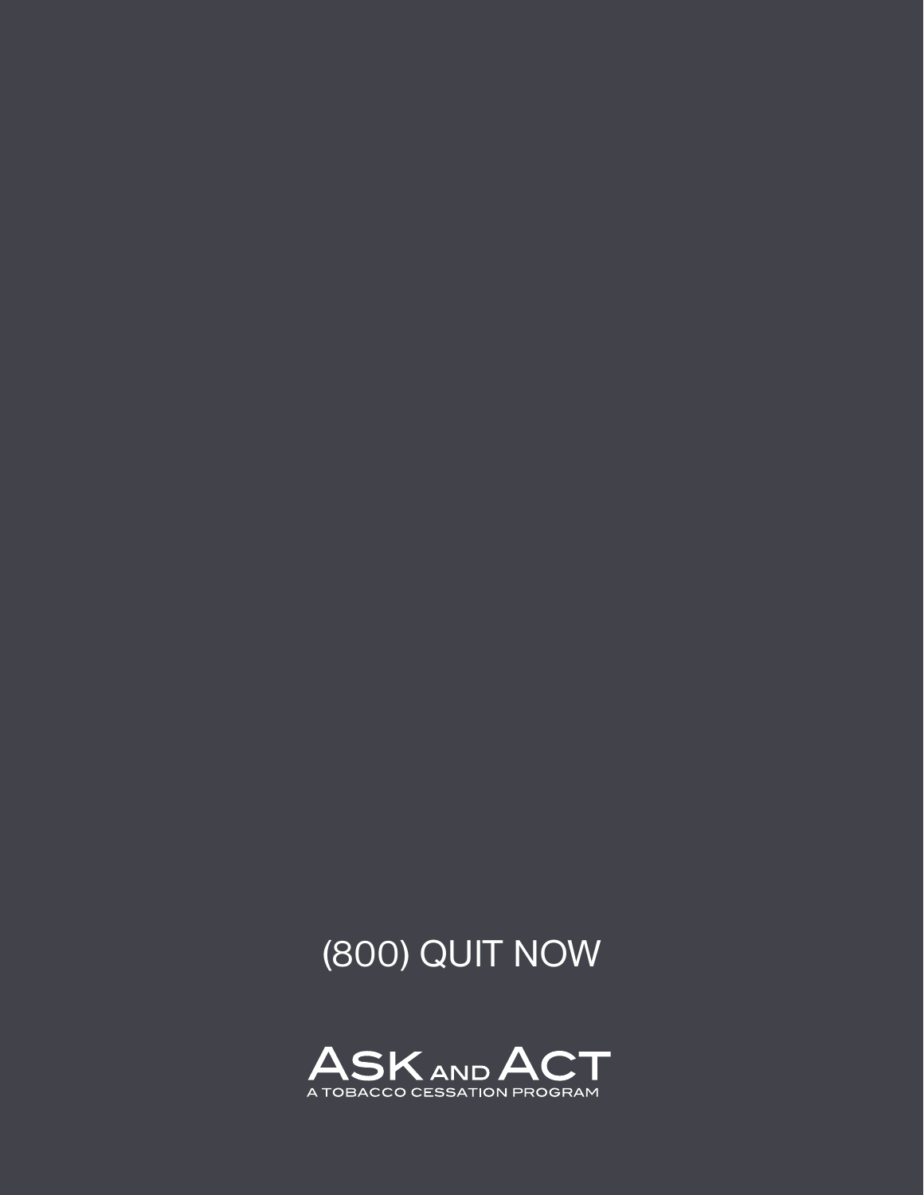(800) QUIT NOW

ASK AND ACT

A TOBACCO CESSATION PROGRAM